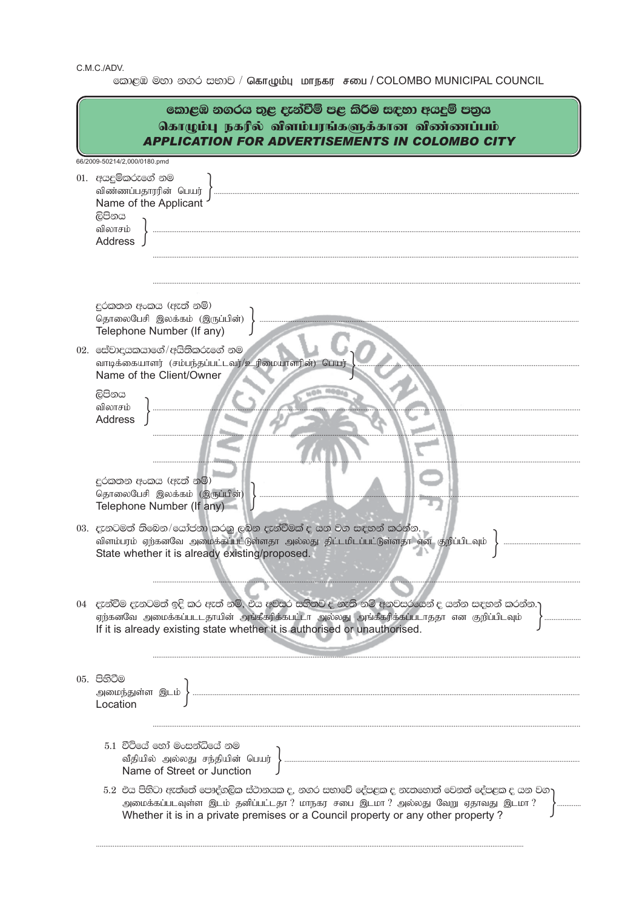C.M.C./ADV.

කොළඹ මහා නගර සභාව / கொழும்பு மாநகர சபை / COLOMBO MUNICIPAL COUNCIL

# කොළඹ නගරය තුළ දැන්වීම් පළ කිරීම සඳහා අයදුම් පත්‍රය
# கொழும்பு நகரில் விளம்பரங்களுக்கான விண்ணப்பம்
# *APPLICATION FOR ADVERTISEMENTS IN COLOMBO CITY*

66/2009-50214/2,000/0180.pmd

01. අයදුම්කරුගේ නම
விண்ணப்பதாரரின் பெயர்
Name of the Applicant ..........................................................................................

ලිපිනය
விலாசம்
Address ..........................................................................................

..........................................................................................

..........................................................................................

දුරකතන අංකය (ඇත් නම්)
தொலைபேசி இலக்கம் (இருப்பின்)
Telephone Number (If any) ..........................................................................................

02. සේවාදායකයාගේ/අයිතිකරුගේ නම
வாடிக்கையாளர் (சம்பந்தப்பட்டவர்/உரிமையாளரின்) பெயர்
Name of the Client/Owner ..........................................................................................

ලිපිනය
விலாசம்
Address ..........................................................................................

..........................................................................................

..........................................................................................

දුරකතන අංකය (ඇත් නම්)
தொலைபேசி இலக்கம் (இருப்பின்)
Telephone Number (If any) ..........................................................................................

03. දැනටමත් තිබෙන/යෝජනා කරනු ලබන දැන්වීමක් ද යන වග සඳහන් කරන්න.
விளம்பரம் ஏற்கனவே அமைக்கப்பட்டுள்ளதா அல்லது திட்டமிடப்பட்டுள்ளதா என குறிப்பிடவும்
State whether it is already existing/proposed. ..........................................................................................

..........................................................................................

04 දැන්වීම දැනටමත් ඉදි කර ඇත් නම්, එය අවසර සහිතව ද නැති නම් අනවසරයෙන් ද යන්න සඳහන් කරන්න.
ஏற்கனவே அமைக்கப்பட்டதாயின் அங்கீகரிக்கப்பட்டா அல்லது அங்கீகரிக்கப்படாதது என குறிப்பிடவும்
If it is already existing state whether it is authorised or unauthorised. ..........................................................................................

..........................................................................................

05. පිහිටීම
அமைந்துள்ள இடம்
Location ..........................................................................................

..........................................................................................

5.1 වීථියේ හෝ මංසන්ධියේ නම
வீதியில் அல்லது சந்தியின் பெயர்
Name of Street or Junction ..........................................................................................

5.2 එය පිහිටා ඇත්තේ පෞද්ගලික ස්ථානයක ද, නගර සභාවේ දේපළක ද නැතහොත් වෙනත් දේපළක ද යන වග
அமைக்கப்படவுள்ள இடம் தனிப்பட்டதா ? மாநகர சபை இடமா ? அல்லது வேறு ஏதாவது இடமா ?
Whether it is in a private premises or a Council property or any other property ? ..........

..........................................................................................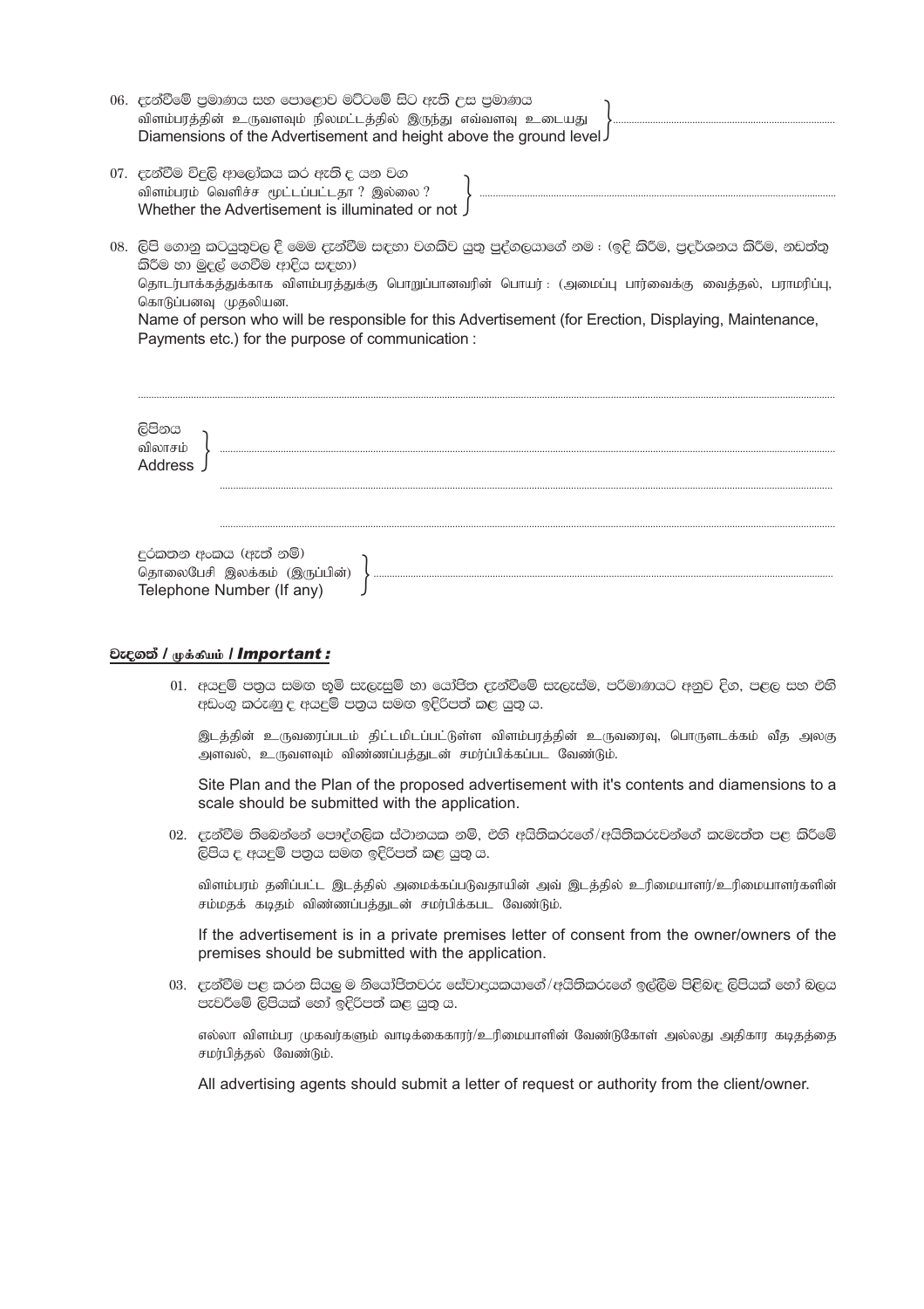06. දැන්වීමේ ප්‍රමාණය සහ පොළොව මට්ටමේ සිට ඇති උස ප්‍රමාණය
விளம்பரத்தின் உருவளவும் நிலமட்டத்தில் இருந்து எவ்வளவு உடையது
Diamensions of the Advertisement and height above the ground level ..............................................

07. දැන්වීම විදුලි ආලෝකය කර ඇති ද යන වග
விளம்பரம் வெளிச்ச மூட்டப்பட்டதா ? இல்லை ?
Whether the Advertisement is illuminated or not ..............................................

08. ලිපි ගොනු කටයුතුවල දී මෙම දැන්වීම සඳහා වගකිව යුතු පුද්ගලයාගේ නම : (ඉදි කිරීම, ප්‍රදර්ශනය කිරීම, නඩත්තු කිරීම හා මුදල් ගෙවීම ආදිය සඳහා)
தொடர்பாக்கத்துக்காக விளம்பரத்துக்கு பொறுப்பானவரின் பெயர் : (அமைப்பு பார்வைக்கு வைத்தல், பராமரிப்பு, கொடுப்பனவு முதலியன.
Name of person who will be responsible for this Advertisement (for Erection, Displaying, Maintenance, Payments etc.) for the purpose of communication :

..............................................

ලිපිනය
விலாசம்
Address ..............................................

..............................................

..............................................

දුරකතන අංකය (ඇත් නම්)
தொலைபேசி இலக்கம் (இருப்பின்)
Telephone Number (If any) ..............................................

## වැදගත් / முக்கியம் / *Important :*

01. අයදුම් පත්‍රය සමඟ භූමි සැලැසුම් හා යෝජිත දැන්වීමේ සැලැස්ම, පරිමාණයට අනුව දිග, පළල සහ එහි අඩංගු කරුණු ද අයදුම් පත්‍රය සමඟ ඉදිරිපත් කළ යුතු ය.

இடத்தின் உருவரைப்படம் திட்டமிடப்பட்டுள்ள விளம்பரத்தின் உருவரைவு, பொருளடக்கம் வீத அலகு அளவல், உருவளவும் விண்ணப்பத்துடன் சமர்ப்பிக்கப்பட வேண்டும்.

Site Plan and the Plan of the proposed advertisement with it's contents and diamensions to a scale should be submitted with the application.

02. දැන්වීම තිබෙන්නේ පෞද්ගලික ස්ථානයක නම්, එහි අයිතිකරුගේ/අයිතිකරුවන්ගේ කැමැත්ත පළ කිරීමේ ලිපිය ද අයදුම් පත්‍රය සමඟ ඉදිරිපත් කළ යුතු ය.

விளம்பரம் தனிப்பட்ட இடத்தில் அமைக்கப்படுவதாயின் அவ் இடத்தில் உரிமையாளர்/உரிமையாளர்களின் சம்மதக் கடிதம் விண்ணப்பத்துடன் சமர்பிக்கபட வேண்டும்.

If the advertisement is in a private premises letter of consent from the owner/owners of the premises should be submitted with the application.

03. දැන්වීම පළ කරන සියලු ම නියෝජිතවරු සේවාදායකයාගේ/අයිතිකරුගේ ඉල්ලීම පිළිබඳ ලිපියක් හෝ බලය පැවරීමේ ලිපියක් හෝ ඉදිරිපත් කළ යුතු ය.

எல்லா விளம்பர முகவர்களும் வாடிக்கைகாரர்/உரிமையாளின் வேண்டுகோள் அல்லது அதிகார கடிதத்தை சமர்பித்தல் வேண்டும்.

All advertising agents should submit a letter of request or authority from the client/owner.